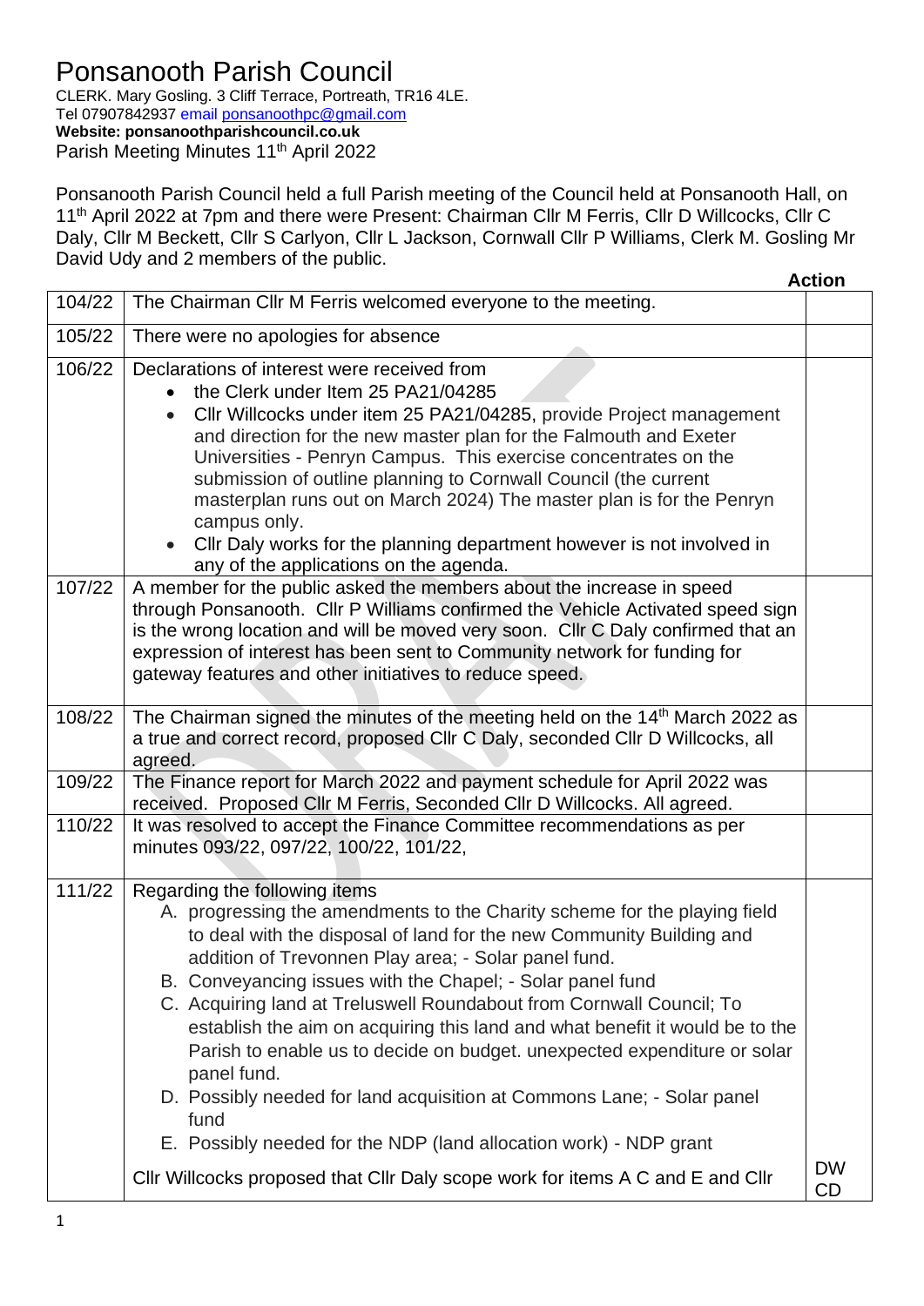# Ponsanooth Parish Council

CLERK. Mary Gosling. 3 Cliff Terrace, Portreath, TR16 4LE.
Tel 07907842937 email ponsanoothpc@gmail.com
**Website: ponsanoothparishcouncil.co.uk**
Parish Meeting Minutes 11th April 2022

Ponsanooth Parish Council held a full Parish meeting of the Council held at Ponsanooth Hall, on 11th April 2022 at 7pm and there were Present: Chairman Cllr M Ferris, Cllr D Willcocks, Cllr C Daly, Cllr M Beckett, Cllr S Carlyon, Cllr L Jackson, Cornwall Cllr P Williams, Clerk M. Gosling Mr David Udy and 2 members of the public.

| | | **Action** |
|---|---|---|
| 104/22 | The Chairman Cllr M Ferris welcomed everyone to the meeting. | |
| 105/22 | There were no apologies for absence | |
| 106/22 | Declarations of interest were received from<br>• the Clerk under Item 25 PA21/04285<br>• Cllr Willcocks under item 25 PA21/04285, provide Project management and direction for the new master plan for the Falmouth and Exeter Universities - Penryn Campus. This exercise concentrates on the submission of outline planning to Cornwall Council (the current masterplan runs out on March 2024) The master plan is for the Penryn campus only.<br>• Cllr Daly works for the planning department however is not involved in any of the applications on the agenda. | |
| 107/22 | A member for the public asked the members about the increase in speed through Ponsanooth. Cllr P Williams confirmed the Vehicle Activated speed sign is the wrong location and will be moved very soon. Cllr C Daly confirmed that an expression of interest has been sent to Community network for funding for gateway features and other initiatives to reduce speed. | |
| 108/22 | The Chairman signed the minutes of the meeting held on the 14th March 2022 as a true and correct record, proposed Cllr C Daly, seconded Cllr D Willcocks, all agreed. | |
| 109/22 | The Finance report for March 2022 and payment schedule for April 2022 was received. Proposed Cllr M Ferris, Seconded Cllr D Willcocks. All agreed. | |
| 110/22 | It was resolved to accept the Finance Committee recommendations as per minutes 093/22, 097/22, 100/22, 101/22, | |
| 111/22 | Regarding the following items<br>A. progressing the amendments to the Charity scheme for the playing field to deal with the disposal of land for the new Community Building and addition of Trevonnen Play area; - Solar panel fund.<br>B. Conveyancing issues with the Chapel; - Solar panel fund<br>C. Acquiring land at Treluswell Roundabout from Cornwall Council; To establish the aim on acquiring this land and what benefit it would be to the Parish to enable us to decide on budget. unexpected expenditure or solar panel fund.<br>D. Possibly needed for land acquisition at Commons Lane; - Solar panel fund<br>E. Possibly needed for the NDP (land allocation work) - NDP grant<br><br>Cllr Willcocks proposed that Cllr Daly scope work for items A C and E and Cllr | DW<br>CD |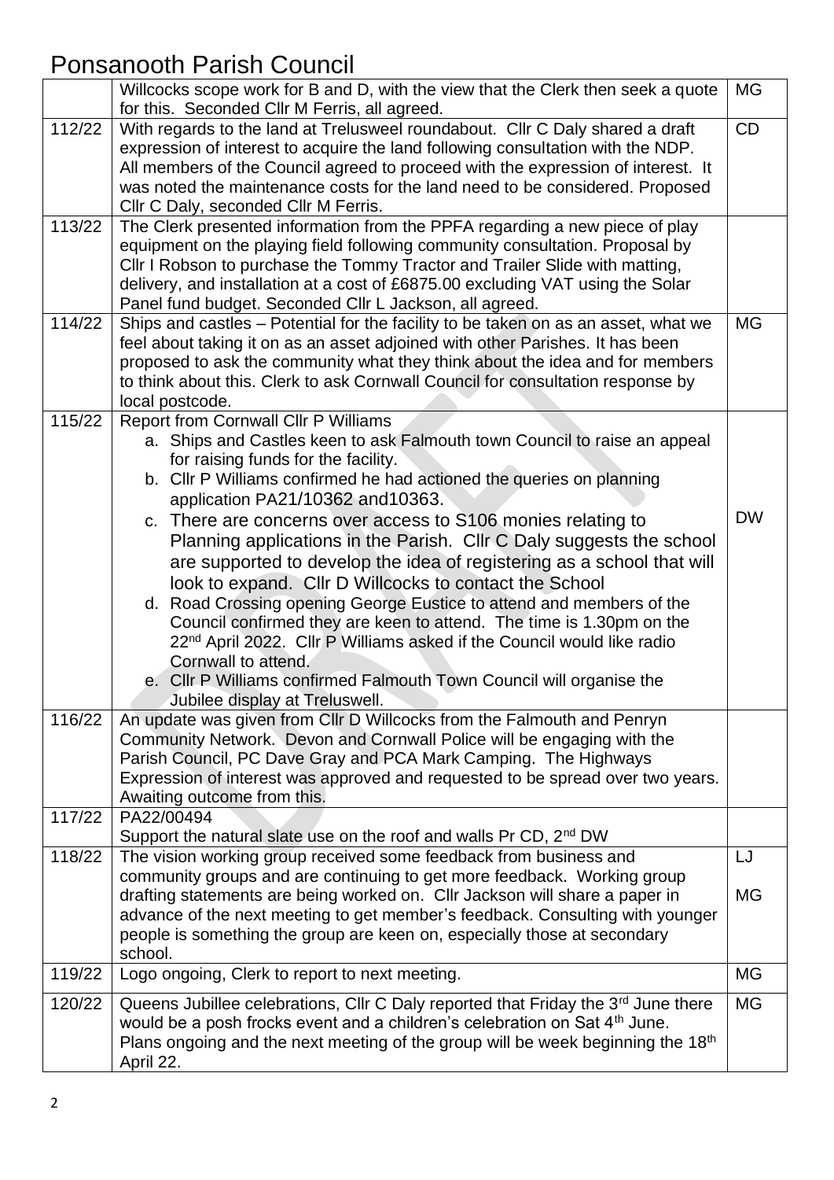# Ponsanooth Parish Council

| | | |
|---|---|---|
| | Willcocks scope work for B and D, with the view that the Clerk then seek a quote for this. Seconded Cllr M Ferris, all agreed. | MG |
| 112/22 | With regards to the land at Trelusweel roundabout. Cllr C Daly shared a draft expression of interest to acquire the land following consultation with the NDP. All members of the Council agreed to proceed with the expression of interest. It was noted the maintenance costs for the land need to be considered. Proposed Cllr C Daly, seconded Cllr M Ferris. | CD |
| 113/22 | The Clerk presented information from the PPFA regarding a new piece of play equipment on the playing field following community consultation. Proposal by Cllr I Robson to purchase the Tommy Tractor and Trailer Slide with matting, delivery, and installation at a cost of £6875.00 excluding VAT using the Solar Panel fund budget. Seconded Cllr L Jackson, all agreed. | |
| 114/22 | Ships and castles – Potential for the facility to be taken on as an asset, what we feel about taking it on as an asset adjoined with other Parishes. It has been proposed to ask the community what they think about the idea and for members to think about this. Clerk to ask Cornwall Council for consultation response by local postcode. | MG |
| 115/22 | Report from Cornwall Cllr P Williams<br>a. Ships and Castles keen to ask Falmouth town Council to raise an appeal for raising funds for the facility.<br>b. Cllr P Williams confirmed he had actioned the queries on planning application PA21/10362 and10363.<br>c. There are concerns over access to S106 monies relating to Planning applications in the Parish. Cllr C Daly suggests the school are supported to develop the idea of registering as a school that will look to expand. Cllr D Willcocks to contact the School<br>d. Road Crossing opening George Eustice to attend and members of the Council confirmed they are keen to attend. The time is 1.30pm on the 22nd April 2022. Cllr P Williams asked if the Council would like radio Cornwall to attend.<br>e. Cllr P Williams confirmed Falmouth Town Council will organise the Jubilee display at Treluswell. | DW |
| 116/22 | An update was given from Cllr D Willcocks from the Falmouth and Penryn Community Network. Devon and Cornwall Police will be engaging with the Parish Council, PC Dave Gray and PCA Mark Camping. The Highways Expression of interest was approved and requested to be spread over two years. Awaiting outcome from this. | |
| 117/22 | PA22/00494<br>Support the natural slate use on the roof and walls Pr CD, 2nd DW | |
| 118/22 | The vision working group received some feedback from business and community groups and are continuing to get more feedback. Working group drafting statements are being worked on. Cllr Jackson will share a paper in advance of the next meeting to get member's feedback. Consulting with younger people is something the group are keen on, especially those at secondary school. | LJ<br><br>MG |
| 119/22 | Logo ongoing, Clerk to report to next meeting. | MG |
| 120/22 | Queens Jubillee celebrations, Cllr C Daly reported that Friday the 3rd June there would be a posh frocks event and a children's celebration on Sat 4th June. Plans ongoing and the next meeting of the group will be week beginning the 18th April 22. | MG |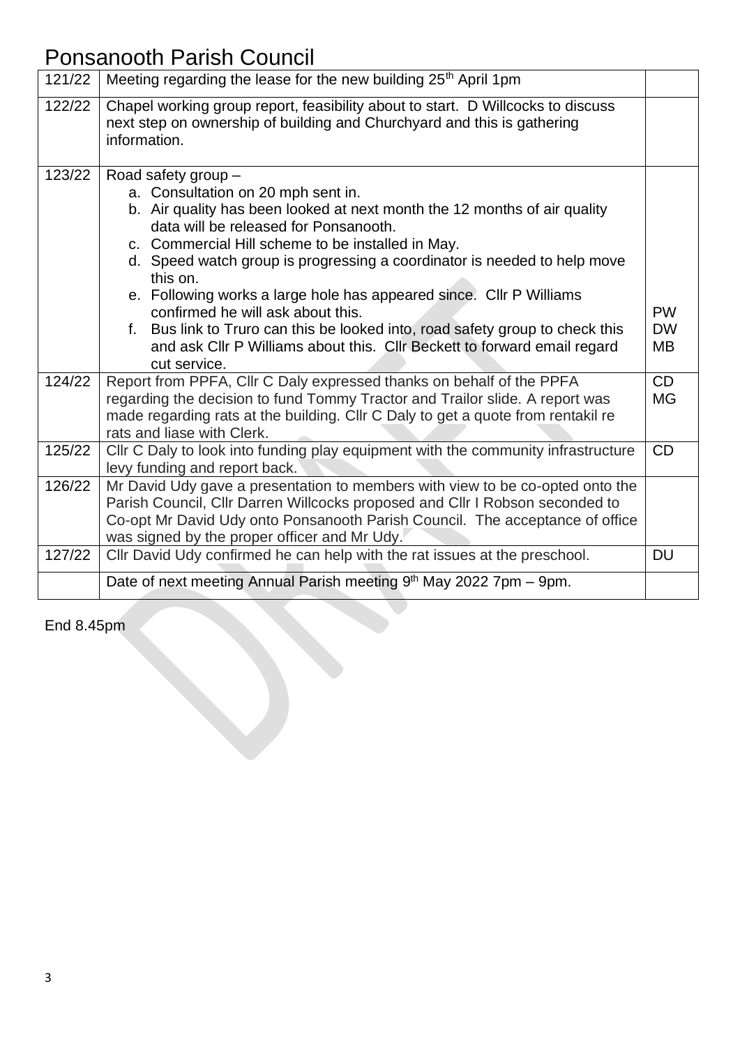# Ponsanooth Parish Council

| | | |
|---|---|---|
| 121/22 | Meeting regarding the lease for the new building 25th April 1pm | |
| 122/22 | Chapel working group report, feasibility about to start. D Willcocks to discuss next step on ownership of building and Churchyard and this is gathering information. | |
| 123/22 | Road safety group – <br>a. Consultation on 20 mph sent in.<br>b. Air quality has been looked at next month the 12 months of air quality data will be released for Ponsanooth.<br>c. Commercial Hill scheme to be installed in May.<br>d. Speed watch group is progressing a coordinator is needed to help move this on.<br>e. Following works a large hole has appeared since. Cllr P Williams confirmed he will ask about this.<br>f. Bus link to Truro can this be looked into, road safety group to check this and ask Cllr P Williams about this. Cllr Beckett to forward email regard cut service. | PW<br>DW<br>MB |
| 124/22 | Report from PPFA, Cllr C Daly expressed thanks on behalf of the PPFA regarding the decision to fund Tommy Tractor and Trailor slide. A report was made regarding rats at the building. Cllr C Daly to get a quote from rentakil re rats and liase with Clerk. | CD<br>MG |
| 125/22 | Cllr C Daly to look into funding play equipment with the community infrastructure levy funding and report back. | CD |
| 126/22 | Mr David Udy gave a presentation to members with view to be co-opted onto the Parish Council, Cllr Darren Willcocks proposed and Cllr I Robson seconded to Co-opt Mr David Udy onto Ponsanooth Parish Council. The acceptance of office was signed by the proper officer and Mr Udy. | |
| 127/22 | Cllr David Udy confirmed he can help with the rat issues at the preschool. | DU |
| | Date of next meeting Annual Parish meeting 9th May 2022 7pm – 9pm. | |

End 8.45pm